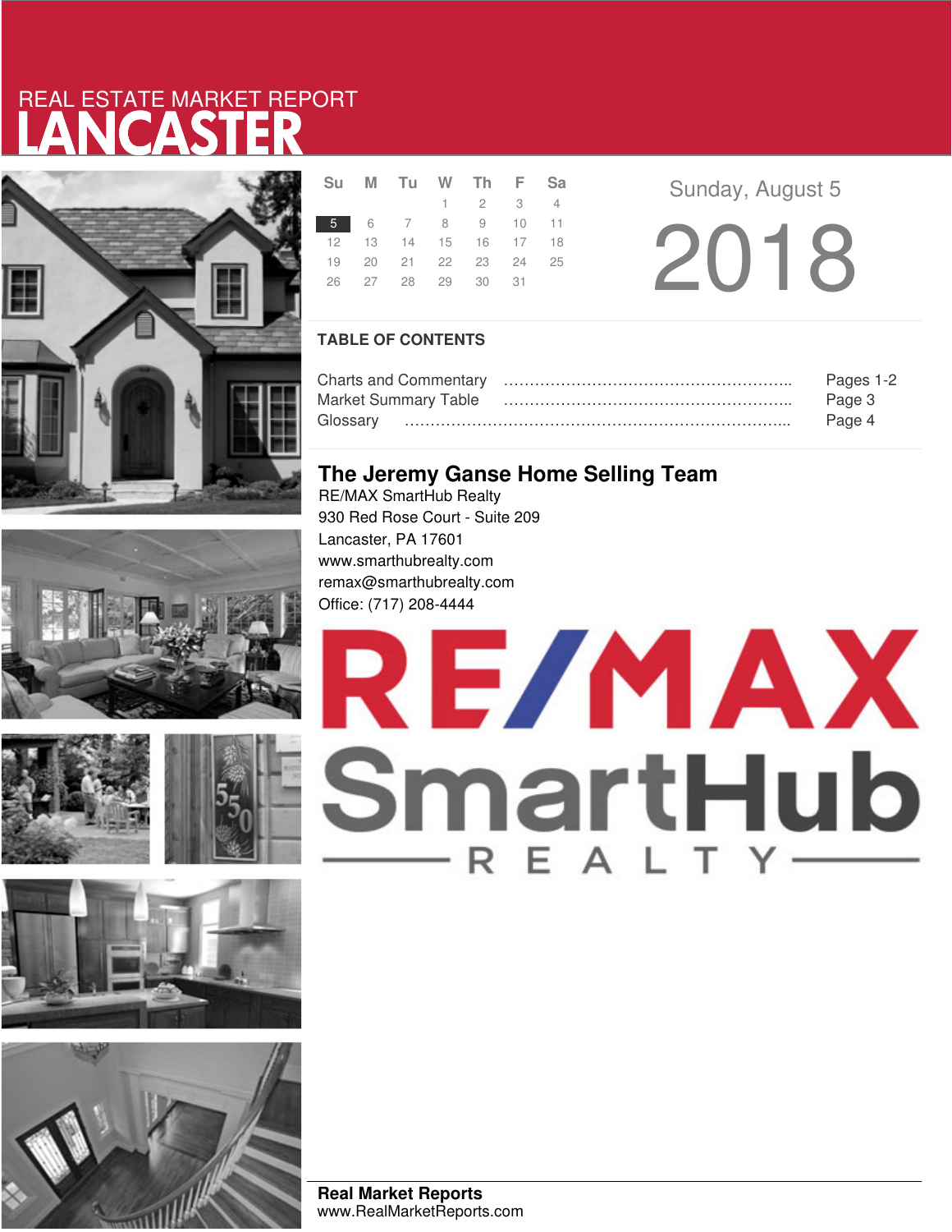REAL ESTATE MARKET REPORT

# LANCASTER

| Su | M | Tu | W | Th | F | Sa |
|---|---|---|---|---|---|---|
| | | | 1 | 2 | 3 | 4 |
| 5 | 6 | 7 | 8 | 9 | 10 | 11 |
| 12 | 13 | 14 | 15 | 16 | 17 | 18 |
| 19 | 20 | 21 | 22 | 23 | 24 | 25 |
| 26 | 27 | 28 | 29 | 30 | 31 | |

Sunday, August 5

2018

## TABLE OF CONTENTS

| | |
|---|---|
| Charts and Commentary | Pages 1-2 |
| Market Summary Table | Page 3 |
| Glossary | Page 4 |

## The Jeremy Ganse Home Selling Team

RE/MAX SmartHub Realty
930 Red Rose Court - Suite 209
Lancaster, PA 17601
www.smarthubrealty.com
remax@smarthubrealty.com
Office: (717) 208-4444

RE/MAX SmartHub REALTY

**Real Market Reports**
www.RealMarketReports.com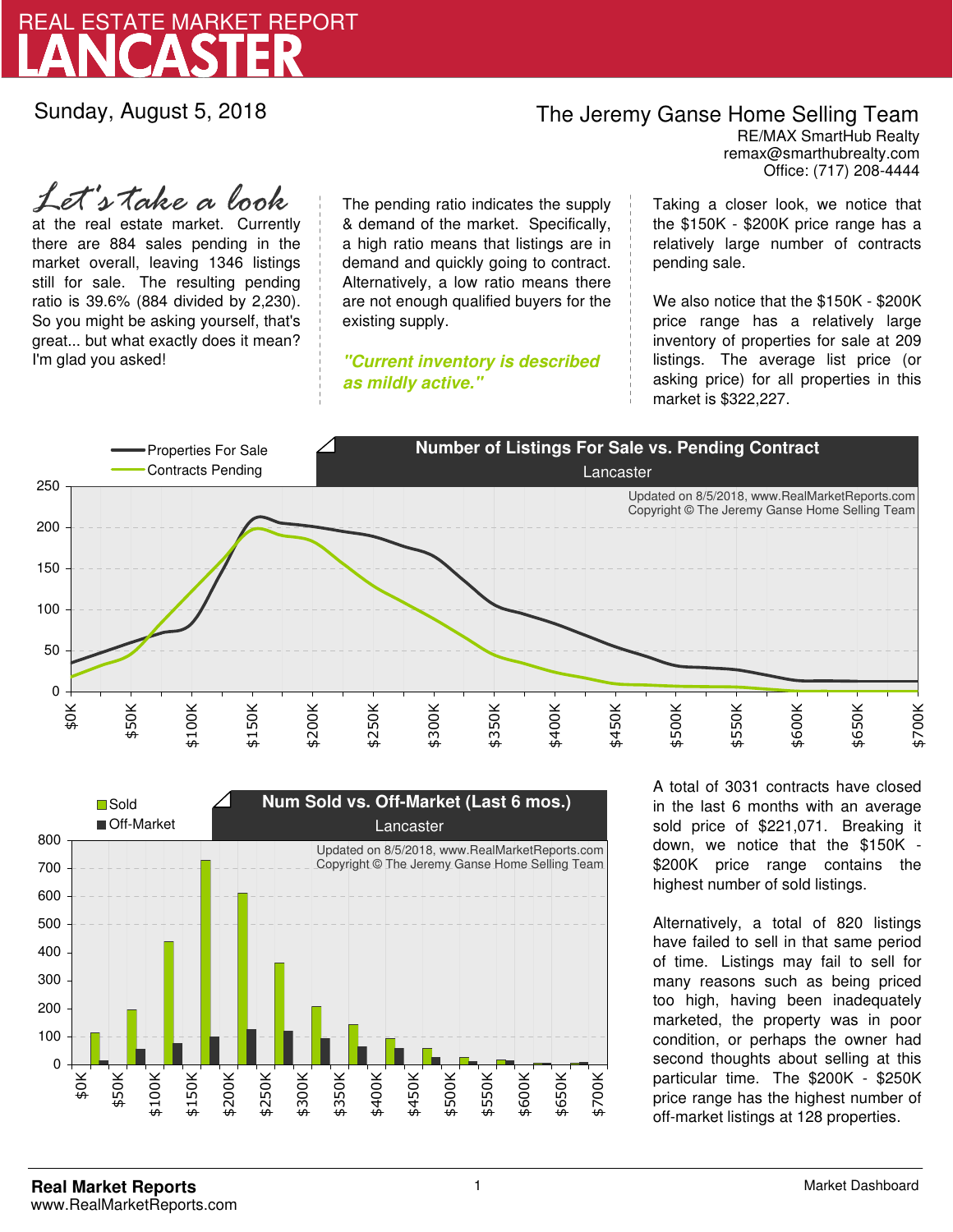# REAL ESTATE MARKET REPORT
# LANCASTER

Sunday, August 5, 2018

The Jeremy Ganse Home Selling Team
RE/MAX SmartHub Realty
remax@smarthubrealty.com
Office: (717) 208-4444

*Let's take a look* at the real estate market. Currently there are 884 sales pending in the market overall, leaving 1346 listings still for sale. The resulting pending ratio is 39.6% (884 divided by 2,230). So you might be asking yourself, that's great... but what exactly does it mean? I'm glad you asked!

The pending ratio indicates the supply & demand of the market. Specifically, a high ratio means that listings are in demand and quickly going to contract. Alternatively, a low ratio means there are not enough qualified buyers for the existing supply.

***"Current inventory is described as mildly active."***

Taking a closer look, we notice that the $150K - $200K price range has a relatively large number of contracts pending sale.

We also notice that the $150K - $200K price range has a relatively large inventory of properties for sale at 209 listings. The average list price (or asking price) for all properties in this market is $322,227.

**Number of Listings For Sale vs. Pending Contract**
Lancaster

Updated on 8/5/2018, www.RealMarketReports.com
Copyright © The Jeremy Ganse Home Selling Team

**Num Sold vs. Off-Market (Last 6 mos.)**
Lancaster

Updated on 8/5/2018, www.RealMarketReports.com
Copyright © The Jeremy Ganse Home Selling Team

A total of 3031 contracts have closed in the last 6 months with an average sold price of $221,071. Breaking it down, we notice that the $150K - $200K price range contains the highest number of sold listings.

Alternatively, a total of 820 listings have failed to sell in that same period of time. Listings may fail to sell for many reasons such as being priced too high, having been inadequately marketed, the property was in poor condition, or perhaps the owner had second thoughts about selling at this particular time. The $200K - $250K price range has the highest number of off-market listings at 128 properties.

**Real Market Reports**
www.RealMarketReports.com

Market Dashboard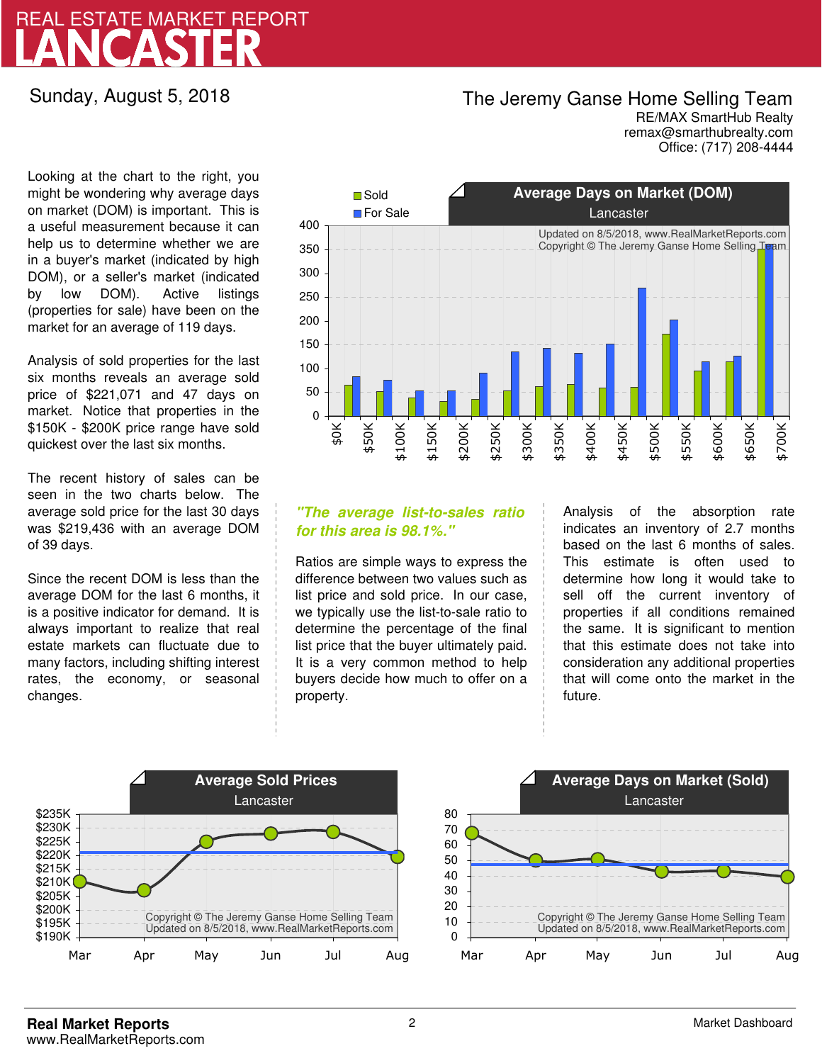# REAL ESTATE MARKET REPORT
# LANCASTER

Sunday, August 5, 2018

**The Jeremy Ganse Home Selling Team**
RE/MAX SmartHub Realty
remax@smarthubrealty.com
Office: (717) 208-4444

Looking at the chart to the right, you might be wondering why average days on market (DOM) is important. This is a useful measurement because it can help us to determine whether we are in a buyer's market (indicated by high DOM), or a seller's market (indicated by low DOM). Active listings (properties for sale) have been on the market for an average of 119 days.

Analysis of sold properties for the last six months reveals an average sold price of $221,071 and 47 days on market. Notice that properties in the $150K - $200K price range have sold quickest over the last six months.

The recent history of sales can be seen in the two charts below. The average sold price for the last 30 days was $219,436 with an average DOM of 39 days.

Since the recent DOM is less than the average DOM for the last 6 months, it is a positive indicator for demand. It is always important to realize that real estate markets can fluctuate due to many factors, including shifting interest rates, the economy, or seasonal changes.

### Average Days on Market (DOM)
Lancaster

Updated on 8/5/2018, www.RealMarketReports.com
Copyright © The Jeremy Ganse Home Selling Team

*"The average list-to-sales ratio for this area is 98.1%."*

Ratios are simple ways to express the difference between two values such as list price and sold price. In our case, we typically use the list-to-sale ratio to determine the percentage of the final list price that the buyer ultimately paid. It is a very common method to help buyers decide how much to offer on a property.

Analysis of the absorption rate indicates an inventory of 2.7 months based on the last 6 months of sales. This estimate is often used to determine how long it would take to sell off the current inventory of properties if all conditions remained the same. It is significant to mention that this estimate does not take into consideration any additional properties that will come onto the market in the future.

### Average Sold Prices
Lancaster

Copyright © The Jeremy Ganse Home Selling Team
Updated on 8/5/2018, www.RealMarketReports.com

### Average Days on Market (Sold)
Lancaster

Copyright © The Jeremy Ganse Home Selling Team
Updated on 8/5/2018, www.RealMarketReports.com

**Real Market Reports**
www.RealMarketReports.com

Market Dashboard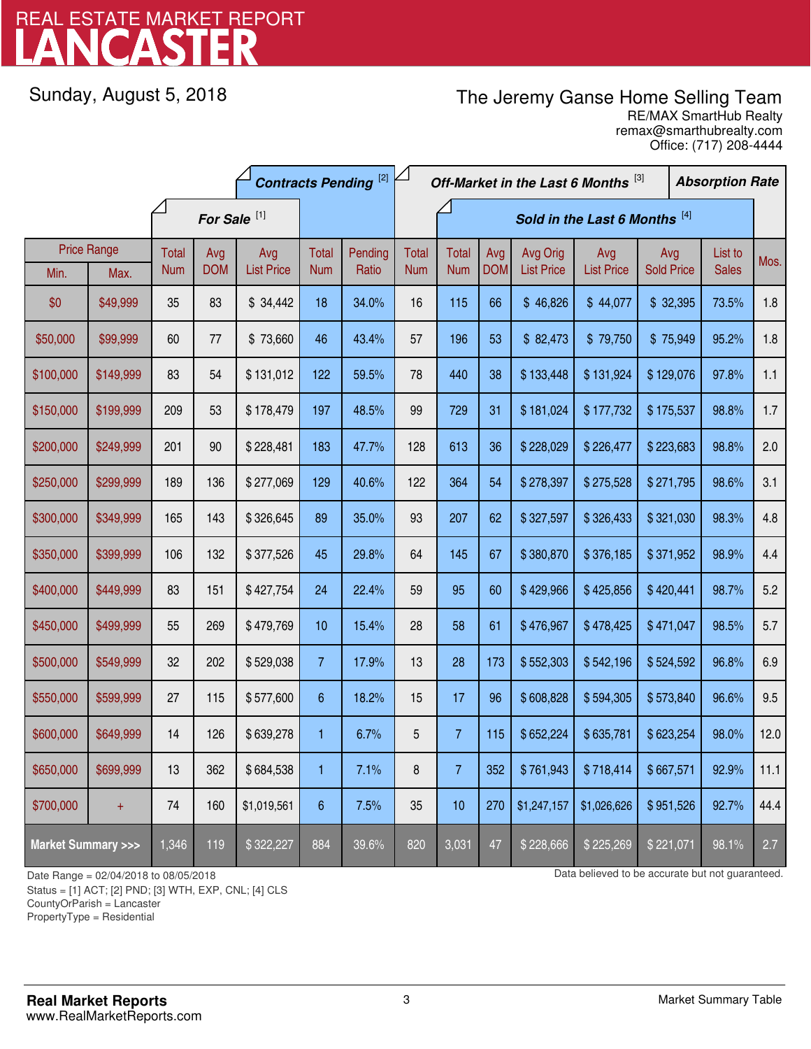# REAL ESTATE MARKET REPORT
# LANCASTER

Sunday, August 5, 2018

The Jeremy Ganse Home Selling Team
RE/MAX SmartHub Realty
remax@smarthubrealty.com
Office: (717) 208-4444

| Price Range | | For Sale [1] | | | Contracts Pending [2] | | Off-Market in the Last 6 Months [3] | Sold in the Last 6 Months [4] | | | | | | Absorption Rate |
|---|---|---|---|---|---|---|---|---|---|---|---|---|---|---|
| Min. | Max. | Total Num | Avg DOM | Avg List Price | Total Num | Pending Ratio | Total Num | Total Num | Avg DOM | Avg Orig List Price | Avg List Price | Avg Sold Price | List to Sales | Mos. |
| $0 | $49,999 | 35 | 83 | $ 34,442 | 18 | 34.0% | 16 | 115 | 66 | $ 46,826 | $ 44,077 | $ 32,395 | 73.5% | 1.8 |
| $50,000 | $99,999 | 60 | 77 | $ 73,660 | 46 | 43.4% | 57 | 196 | 53 | $ 82,473 | $ 79,750 | $ 75,949 | 95.2% | 1.8 |
| $100,000 | $149,999 | 83 | 54 | $ 131,012 | 122 | 59.5% | 78 | 440 | 38 | $ 133,448 | $ 131,924 | $ 129,076 | 97.8% | 1.1 |
| $150,000 | $199,999 | 209 | 53 | $ 178,479 | 197 | 48.5% | 99 | 729 | 31 | $ 181,024 | $ 177,732 | $ 175,537 | 98.8% | 1.7 |
| $200,000 | $249,999 | 201 | 90 | $ 228,481 | 183 | 47.7% | 128 | 613 | 36 | $ 228,029 | $ 226,477 | $ 223,683 | 98.8% | 2.0 |
| $250,000 | $299,999 | 189 | 136 | $ 277,069 | 129 | 40.6% | 122 | 364 | 54 | $ 278,397 | $ 275,528 | $ 271,795 | 98.6% | 3.1 |
| $300,000 | $349,999 | 165 | 143 | $ 326,645 | 89 | 35.0% | 93 | 207 | 62 | $ 327,597 | $ 326,433 | $ 321,030 | 98.3% | 4.8 |
| $350,000 | $399,999 | 106 | 132 | $ 377,526 | 45 | 29.8% | 64 | 145 | 67 | $ 380,870 | $ 376,185 | $ 371,952 | 98.9% | 4.4 |
| $400,000 | $449,999 | 83 | 151 | $ 427,754 | 24 | 22.4% | 59 | 95 | 60 | $ 429,966 | $ 425,856 | $ 420,441 | 98.7% | 5.2 |
| $450,000 | $499,999 | 55 | 269 | $ 479,769 | 10 | 15.4% | 28 | 58 | 61 | $ 476,967 | $ 478,425 | $ 471,047 | 98.5% | 5.7 |
| $500,000 | $549,999 | 32 | 202 | $ 529,038 | 7 | 17.9% | 13 | 28 | 173 | $ 552,303 | $ 542,196 | $ 524,592 | 96.8% | 6.9 |
| $550,000 | $599,999 | 27 | 115 | $ 577,600 | 6 | 18.2% | 15 | 17 | 96 | $ 608,828 | $ 594,305 | $ 573,840 | 96.6% | 9.5 |
| $600,000 | $649,999 | 14 | 126 | $ 639,278 | 1 | 6.7% | 5 | 7 | 115 | $ 652,224 | $ 635,781 | $ 623,254 | 98.0% | 12.0 |
| $650,000 | $699,999 | 13 | 362 | $ 684,538 | 1 | 7.1% | 8 | 7 | 352 | $ 761,943 | $ 718,414 | $ 667,571 | 92.9% | 11.1 |
| $700,000 | + | 74 | 160 | $1,019,561 | 6 | 7.5% | 35 | 10 | 270 | $1,247,157 | $1,026,626 | $ 951,526 | 92.7% | 44.4 |
| **Market Summary >>>** | | 1,346 | 119 | $ 322,227 | 884 | 39.6% | 820 | 3,031 | 47 | $ 228,666 | $ 225,269 | $ 221,071 | 98.1% | 2.7 |

Date Range = 02/04/2018 to 08/05/2018
Status = [1] ACT; [2] PND; [3] WTH, EXP, CNL; [4] CLS
CountyOrParish = Lancaster
PropertyType = Residential

Data believed to be accurate but not guaranteed.

**Real Market Reports**
www.RealMarketReports.com

Market Summary Table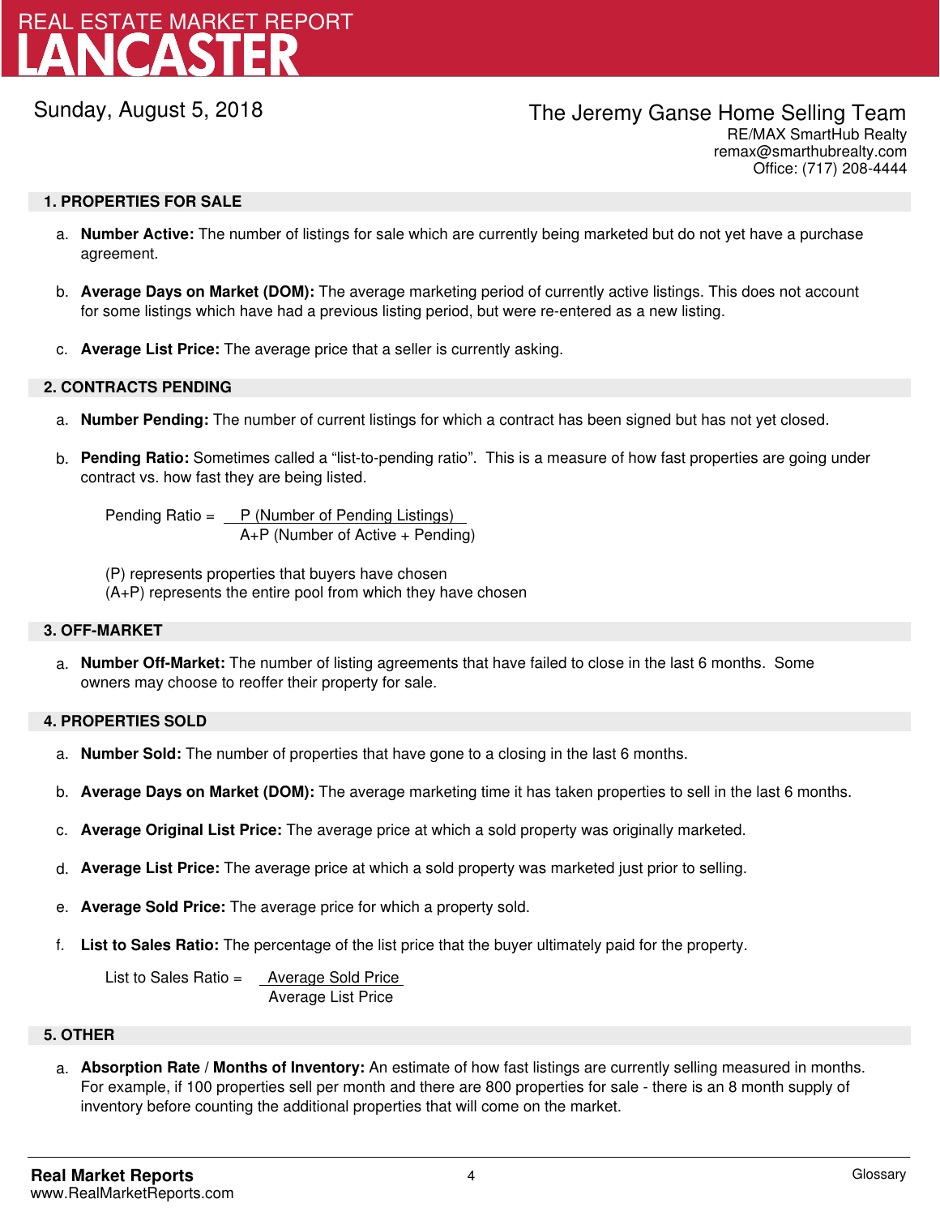# LANCASTER

REAL ESTATE MARKET REPORT

Sunday, August 5, 2018

The Jeremy Ganse Home Selling Team
RE/MAX SmartHub Realty
remax@smarthubrealty.com
Office: (717) 208-4444

## 1. PROPERTIES FOR SALE

a. **Number Active:** The number of listings for sale which are currently being marketed but do not yet have a purchase agreement.

b. **Average Days on Market (DOM):** The average marketing period of currently active listings. This does not account for some listings which have had a previous listing period, but were re-entered as a new listing.

c. **Average List Price:** The average price that a seller is currently asking.

## 2. CONTRACTS PENDING

a. **Number Pending:** The number of current listings for which a contract has been signed but has not yet closed.

b. **Pending Ratio:** Sometimes called a "list-to-pending ratio". This is a measure of how fast properties are going under contract vs. how fast they are being listed.

$$\text{Pending Ratio} = \frac{\text{P (Number of Pending Listings)}}{\text{A+P (Number of Active + Pending)}}$$

(P) represents properties that buyers have chosen
(A+P) represents the entire pool from which they have chosen

## 3. OFF-MARKET

a. **Number Off-Market:** The number of listing agreements that have failed to close in the last 6 months. Some owners may choose to reoffer their property for sale.

## 4. PROPERTIES SOLD

a. **Number Sold:** The number of properties that have gone to a closing in the last 6 months.

b. **Average Days on Market (DOM):** The average marketing time it has taken properties to sell in the last 6 months.

c. **Average Original List Price:** The average price at which a sold property was originally marketed.

d. **Average List Price:** The average price at which a sold property was marketed just prior to selling.

e. **Average Sold Price:** The average price for which a property sold.

f. **List to Sales Ratio:** The percentage of the list price that the buyer ultimately paid for the property.

$$\text{List to Sales Ratio} = \frac{\text{Average Sold Price}}{\text{Average List Price}}$$

## 5. OTHER

a. **Absorption Rate / Months of Inventory:** An estimate of how fast listings are currently selling measured in months. For example, if 100 properties sell per month and there are 800 properties for sale - there is an 8 month supply of inventory before counting the additional properties that will come on the market.